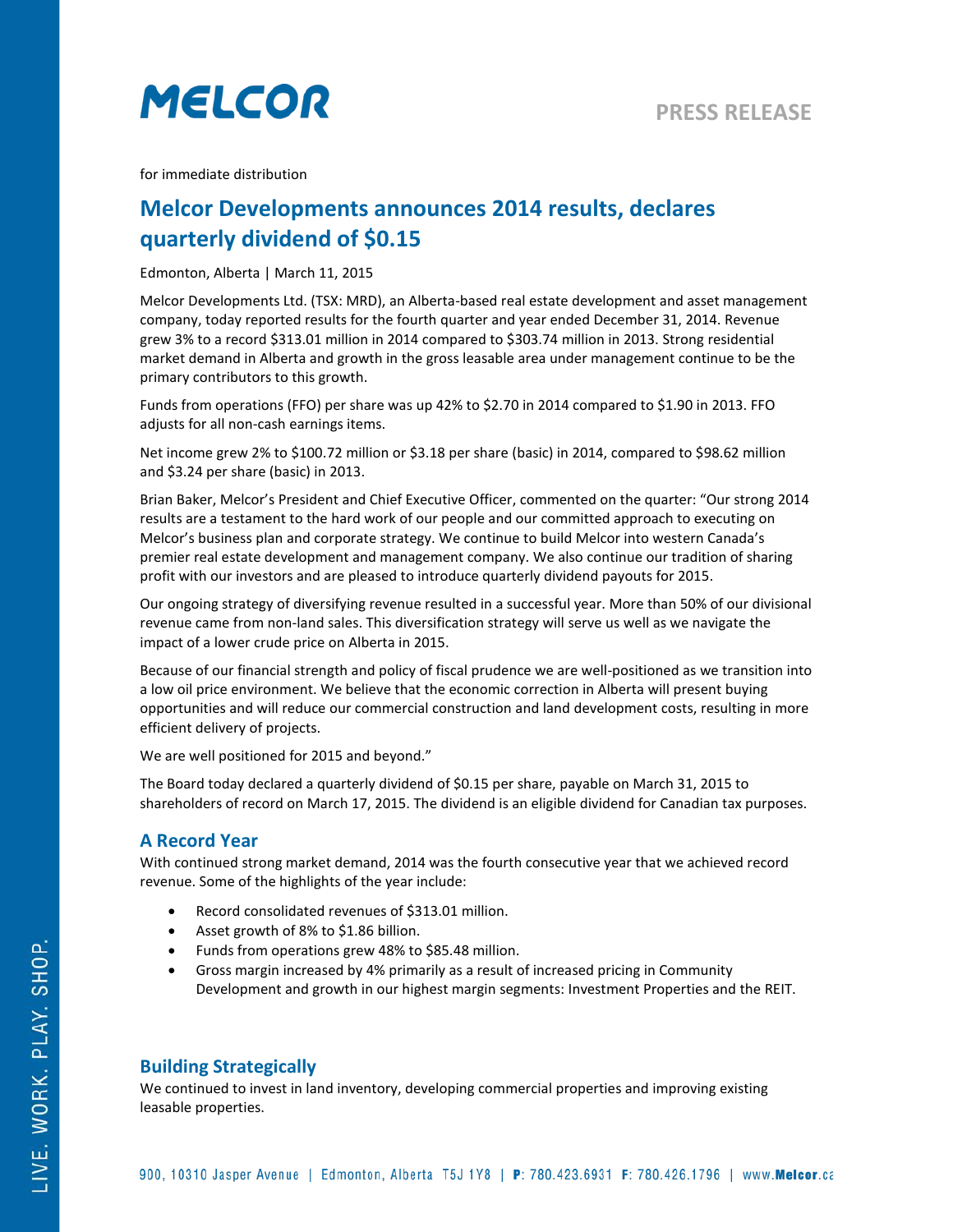MELCOR

PRESS RELEASE

for immediate distribution

# Melcor Developments announces 2014 results, declares quarterly dividend of $0.15

Edmonton, Alberta | March 11, 2015

Melcor Developments Ltd. (TSX: MRD), an Alberta-based real estate development and asset management company, today reported results for the fourth quarter and year ended December 31, 2014. Revenue grew 3% to a record $313.01 million in 2014 compared to $303.74 million in 2013. Strong residential market demand in Alberta and growth in the gross leasable area under management continue to be the primary contributors to this growth.

Funds from operations (FFO) per share was up 42% to $2.70 in 2014 compared to $1.90 in 2013. FFO adjusts for all non-cash earnings items.

Net income grew 2% to $100.72 million or $3.18 per share (basic) in 2014, compared to $98.62 million and $3.24 per share (basic) in 2013.

Brian Baker, Melcor's President and Chief Executive Officer, commented on the quarter: "Our strong 2014 results are a testament to the hard work of our people and our committed approach to executing on Melcor's business plan and corporate strategy. We continue to build Melcor into western Canada's premier real estate development and management company. We also continue our tradition of sharing profit with our investors and are pleased to introduce quarterly dividend payouts for 2015.

Our ongoing strategy of diversifying revenue resulted in a successful year. More than 50% of our divisional revenue came from non-land sales. This diversification strategy will serve us well as we navigate the impact of a lower crude price on Alberta in 2015.

Because of our financial strength and policy of fiscal prudence we are well-positioned as we transition into a low oil price environment. We believe that the economic correction in Alberta will present buying opportunities and will reduce our commercial construction and land development costs, resulting in more efficient delivery of projects.

We are well positioned for 2015 and beyond."

The Board today declared a quarterly dividend of $0.15 per share, payable on March 31, 2015 to shareholders of record on March 17, 2015. The dividend is an eligible dividend for Canadian tax purposes.

## A Record Year

With continued strong market demand, 2014 was the fourth consecutive year that we achieved record revenue. Some of the highlights of the year include:

- Record consolidated revenues of $313.01 million.
- Asset growth of 8% to $1.86 billion.
- Funds from operations grew 48% to $85.48 million.
- Gross margin increased by 4% primarily as a result of increased pricing in Community Development and growth in our highest margin segments: Investment Properties and the REIT.

## Building Strategically

We continued to invest in land inventory, developing commercial properties and improving existing leasable properties.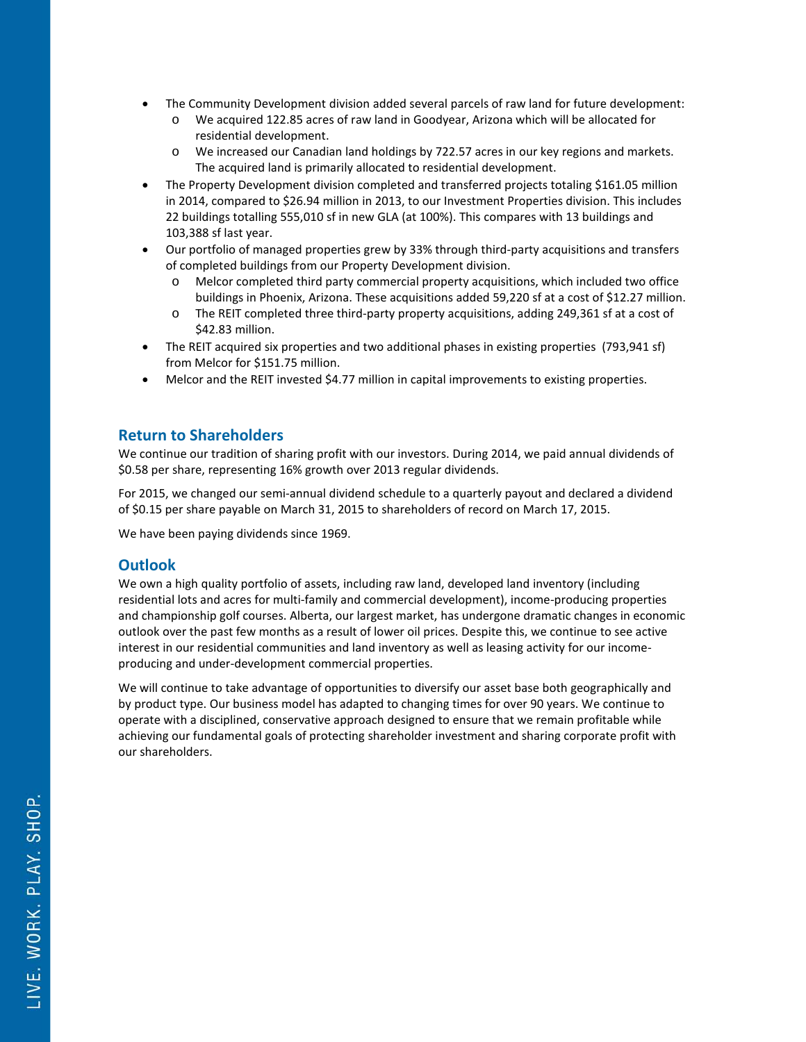- The Community Development division added several parcels of raw land for future development:
    - We acquired 122.85 acres of raw land in Goodyear, Arizona which will be allocated for residential development.
    - We increased our Canadian land holdings by 722.57 acres in our key regions and markets. The acquired land is primarily allocated to residential development.
- The Property Development division completed and transferred projects totaling $161.05 million in 2014, compared to $26.94 million in 2013, to our Investment Properties division. This includes 22 buildings totalling 555,010 sf in new GLA (at 100%). This compares with 13 buildings and 103,388 sf last year.
- Our portfolio of managed properties grew by 33% through third-party acquisitions and transfers of completed buildings from our Property Development division.
    - Melcor completed third party commercial property acquisitions, which included two office buildings in Phoenix, Arizona. These acquisitions added 59,220 sf at a cost of $12.27 million.
    - The REIT completed three third-party property acquisitions, adding 249,361 sf at a cost of $42.83 million.
- The REIT acquired six properties and two additional phases in existing properties (793,941 sf) from Melcor for $151.75 million.
- Melcor and the REIT invested $4.77 million in capital improvements to existing properties.

## Return to Shareholders

We continue our tradition of sharing profit with our investors. During 2014, we paid annual dividends of $0.58 per share, representing 16% growth over 2013 regular dividends.

For 2015, we changed our semi-annual dividend schedule to a quarterly payout and declared a dividend of $0.15 per share payable on March 31, 2015 to shareholders of record on March 17, 2015.

We have been paying dividends since 1969.

## Outlook

We own a high quality portfolio of assets, including raw land, developed land inventory (including residential lots and acres for multi-family and commercial development), income-producing properties and championship golf courses. Alberta, our largest market, has undergone dramatic changes in economic outlook over the past few months as a result of lower oil prices. Despite this, we continue to see active interest in our residential communities and land inventory as well as leasing activity for our income-producing and under-development commercial properties.

We will continue to take advantage of opportunities to diversify our asset base both geographically and by product type. Our business model has adapted to changing times for over 90 years. We continue to operate with a disciplined, conservative approach designed to ensure that we remain profitable while achieving our fundamental goals of protecting shareholder investment and sharing corporate profit with our shareholders.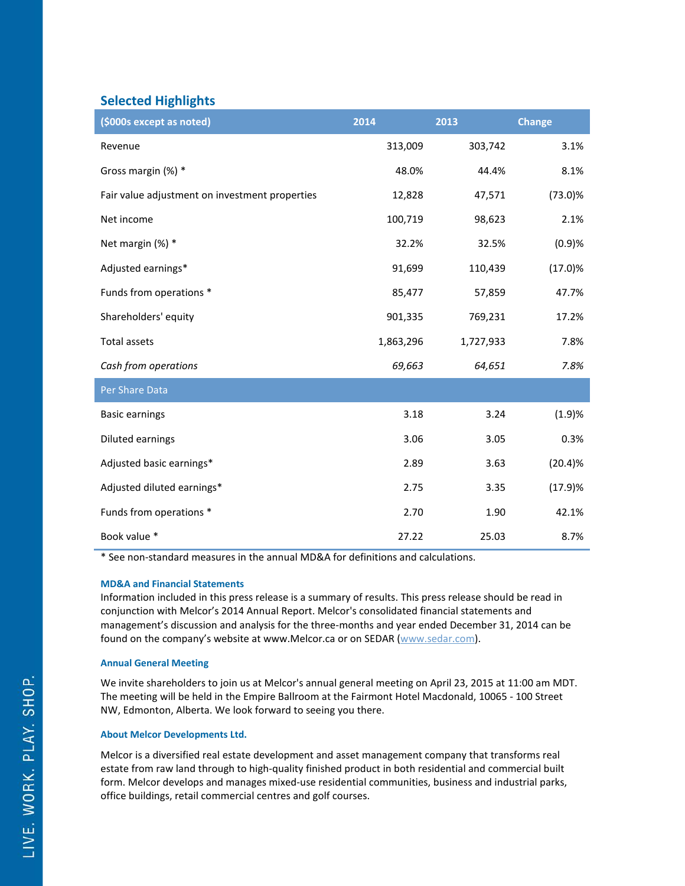## Selected Highlights

| ($000s except as noted) | 2014 | 2013 | Change |
|---|---|---|---|
| Revenue | 313,009 | 303,742 | 3.1% |
| Gross margin (%) * | 48.0% | 44.4% | 8.1% |
| Fair value adjustment on investment properties | 12,828 | 47,571 | (73.0)% |
| Net income | 100,719 | 98,623 | 2.1% |
| Net margin (%) * | 32.2% | 32.5% | (0.9)% |
| Adjusted earnings* | 91,699 | 110,439 | (17.0)% |
| Funds from operations * | 85,477 | 57,859 | 47.7% |
| Shareholders' equity | 901,335 | 769,231 | 17.2% |
| Total assets | 1,863,296 | 1,727,933 | 7.8% |
| *Cash from operations* | *69,663* | *64,651* | *7.8%* |
| **Per Share Data** | | | |
| Basic earnings | 3.18 | 3.24 | (1.9)% |
| Diluted earnings | 3.06 | 3.05 | 0.3% |
| Adjusted basic earnings* | 2.89 | 3.63 | (20.4)% |
| Adjusted diluted earnings* | 2.75 | 3.35 | (17.9)% |
| Funds from operations * | 2.70 | 1.90 | 42.1% |
| Book value * | 27.22 | 25.03 | 8.7% |

* See non-standard measures in the annual MD&A for definitions and calculations.

#### MD&A and Financial Statements

Information included in this press release is a summary of results. This press release should be read in conjunction with Melcor's 2014 Annual Report. Melcor's consolidated financial statements and management's discussion and analysis for the three-months and year ended December 31, 2014 can be found on the company's website at www.Melcor.ca or on SEDAR (www.sedar.com).

#### Annual General Meeting

We invite shareholders to join us at Melcor's annual general meeting on April 23, 2015 at 11:00 am MDT. The meeting will be held in the Empire Ballroom at the Fairmont Hotel Macdonald, 10065 - 100 Street NW, Edmonton, Alberta. We look forward to seeing you there.

#### About Melcor Developments Ltd.

Melcor is a diversified real estate development and asset management company that transforms real estate from raw land through to high-quality finished product in both residential and commercial built form. Melcor develops and manages mixed-use residential communities, business and industrial parks, office buildings, retail commercial centres and golf courses.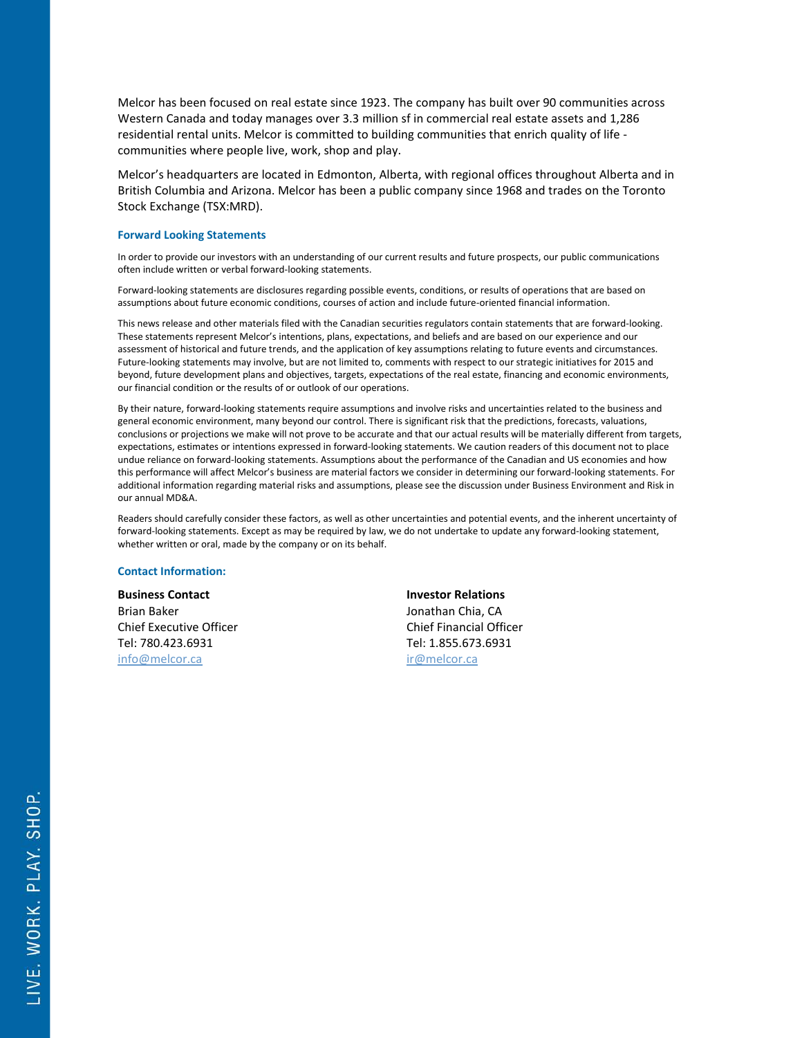Melcor has been focused on real estate since 1923. The company has built over 90 communities across Western Canada and today manages over 3.3 million sf in commercial real estate assets and 1,286 residential rental units. Melcor is committed to building communities that enrich quality of life - communities where people live, work, shop and play.

Melcor's headquarters are located in Edmonton, Alberta, with regional offices throughout Alberta and in British Columbia and Arizona. Melcor has been a public company since 1968 and trades on the Toronto Stock Exchange (TSX:MRD).

### Forward Looking Statements

In order to provide our investors with an understanding of our current results and future prospects, our public communications often include written or verbal forward-looking statements.

Forward-looking statements are disclosures regarding possible events, conditions, or results of operations that are based on assumptions about future economic conditions, courses of action and include future-oriented financial information.

This news release and other materials filed with the Canadian securities regulators contain statements that are forward-looking. These statements represent Melcor's intentions, plans, expectations, and beliefs and are based on our experience and our assessment of historical and future trends, and the application of key assumptions relating to future events and circumstances. Future-looking statements may involve, but are not limited to, comments with respect to our strategic initiatives for 2015 and beyond, future development plans and objectives, targets, expectations of the real estate, financing and economic environments, our financial condition or the results of or outlook of our operations.

By their nature, forward-looking statements require assumptions and involve risks and uncertainties related to the business and general economic environment, many beyond our control. There is significant risk that the predictions, forecasts, valuations, conclusions or projections we make will not prove to be accurate and that our actual results will be materially different from targets, expectations, estimates or intentions expressed in forward-looking statements. We caution readers of this document not to place undue reliance on forward-looking statements. Assumptions about the performance of the Canadian and US economies and how this performance will affect Melcor's business are material factors we consider in determining our forward-looking statements. For additional information regarding material risks and assumptions, please see the discussion under Business Environment and Risk in our annual MD&A.

Readers should carefully consider these factors, as well as other uncertainties and potential events, and the inherent uncertainty of forward-looking statements. Except as may be required by law, we do not undertake to update any forward-looking statement, whether written or oral, made by the company or on its behalf.

### Contact Information:

**Business Contact**
Brian Baker
Chief Executive Officer
Tel: 780.423.6931
info@melcor.ca

**Investor Relations**
Jonathan Chia, CA
Chief Financial Officer
Tel: 1.855.673.6931
ir@melcor.ca

LIVE. WORK. PLAY. SHOP.